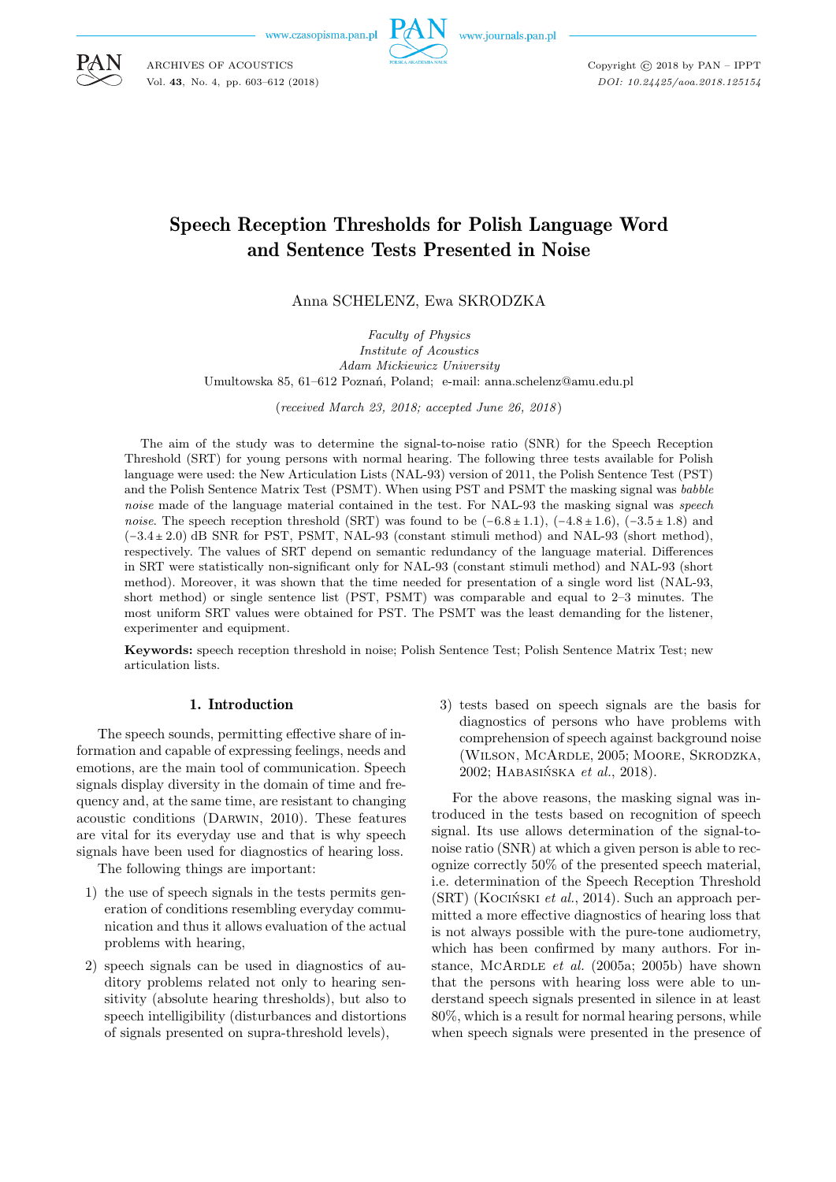# Speech Reception Thresholds for Polish Language Word and Sentence Tests Presented in Noise

Anna SCHELENZ, Ewa SKRODZKA

*Faculty of Physics*
*Institute of Acoustics*
*Adam Mickiewicz University*
Umultowska 85, 61–612 Poznań, Poland; e-mail: anna.schelenz@amu.edu.pl

(*received March 23, 2018; accepted June 26, 2018*)

The aim of the study was to determine the signal-to-noise ratio (SNR) for the Speech Reception Threshold (SRT) for young persons with normal hearing. The following three tests available for Polish language were used: the New Articulation Lists (NAL-93) version of 2011, the Polish Sentence Test (PST) and the Polish Sentence Matrix Test (PSMT). When using PST and PSMT the masking signal was *babble noise* made of the language material contained in the test. For NAL-93 the masking signal was *speech noise*. The speech reception threshold (SRT) was found to be ($-6.8 \pm 1.1$), ($-4.8 \pm 1.6$), ($-3.5 \pm 1.8$) and ($-3.4 \pm 2.0$) dB SNR for PST, PSMT, NAL-93 (constant stimuli method) and NAL-93 (short method), respectively. The values of SRT depend on semantic redundancy of the language material. Differences in SRT were statistically non-significant only for NAL-93 (constant stimuli method) and NAL-93 (short method). Moreover, it was shown that the time needed for presentation of a single word list (NAL-93, short method) or single sentence list (PST, PSMT) was comparable and equal to 2–3 minutes. The most uniform SRT values were obtained for PST. The PSMT was the least demanding for the listener, experimenter and equipment.

**Keywords:** speech reception threshold in noise; Polish Sentence Test; Polish Sentence Matrix Test; new articulation lists.

## 1. Introduction

The speech sounds, permitting effective share of information and capable of expressing feelings, needs and emotions, are the main tool of communication. Speech signals display diversity in the domain of time and frequency and, at the same time, are resistant to changing acoustic conditions (Darwin, 2010). These features are vital for its everyday use and that is why speech signals have been used for diagnostics of hearing loss.

The following things are important:

1) the use of speech signals in the tests permits generation of conditions resembling everyday communication and thus it allows evaluation of the actual problems with hearing,
2) speech signals can be used in diagnostics of auditory problems related not only to hearing sensitivity (absolute hearing thresholds), but also to speech intelligibility (disturbances and distortions of signals presented on supra-threshold levels),
3) tests based on speech signals are the basis for diagnostics of persons who have problems with comprehension of speech against background noise (Wilson, McArdle, 2005; Moore, Skrodzka, 2002; Habasińska *et al.*, 2018).

For the above reasons, the masking signal was introduced in the tests based on recognition of speech signal. Its use allows determination of the signal-to-noise ratio (SNR) at which a given person is able to recognize correctly 50% of the presented speech material, i.e. determination of the Speech Reception Threshold (SRT) (Kociński *et al.*, 2014). Such an approach permitted a more effective diagnostics of hearing loss that is not always possible with the pure-tone audiometry, which has been confirmed by many authors. For instance, McArdle *et al.* (2005a; 2005b) have shown that the persons with hearing loss were able to understand speech signals presented in silence in at least 80%, which is a result for normal hearing persons, while when speech signals were presented in the presence of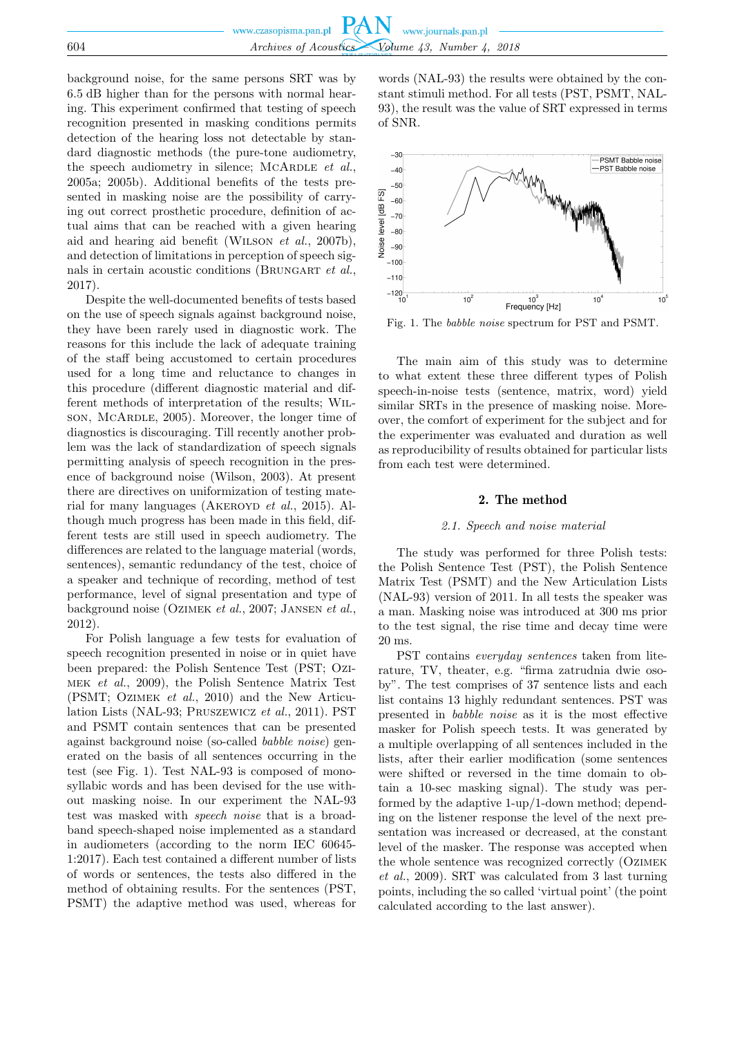background noise, for the same persons SRT was by 6.5 dB higher than for the persons with normal hearing. This experiment confirmed that testing of speech recognition presented in masking conditions permits detection of the hearing loss not detectable by standard diagnostic methods (the pure-tone audiometry, the speech audiometry in silence; McArdle *et al.*, 2005a; 2005b). Additional benefits of the tests presented in masking noise are the possibility of carrying out correct prosthetic procedure, definition of actual aims that can be reached with a given hearing aid and hearing aid benefit (Wilson *et al.*, 2007b), and detection of limitations in perception of speech signals in certain acoustic conditions (Brungart *et al.*, 2017).

Despite the well-documented benefits of tests based on the use of speech signals against background noise, they have been rarely used in diagnostic work. The reasons for this include the lack of adequate training of the staff being accustomed to certain procedures used for a long time and reluctance to changes in this procedure (different diagnostic material and different methods of interpretation of the results; Wilson, McArdle, 2005). Moreover, the longer time of diagnostics is discouraging. Till recently another problem was the lack of standardization of speech signals permitting analysis of speech recognition in the presence of background noise (Wilson, 2003). At present there are directives on uniformization of testing material for many languages (Akeroyd *et al.*, 2015). Although much progress has been made in this field, different tests are still used in speech audiometry. The differences are related to the language material (words, sentences), semantic redundancy of the test, choice of a speaker and technique of recording, method of test performance, level of signal presentation and type of background noise (Ozimek *et al.*, 2007; Jansen *et al.*, 2012).

For Polish language a few tests for evaluation of speech recognition presented in noise or in quiet have been prepared: the Polish Sentence Test (PST; Ozimek *et al.*, 2009), the Polish Sentence Matrix Test (PSMT; Ozimek *et al.*, 2010) and the New Articulation Lists (NAL-93; Pruszewicz *et al.*, 2011). PST and PSMT contain sentences that can be presented against background noise (so-called *babble noise*) generated on the basis of all sentences occurring in the test (see Fig. 1). Test NAL-93 is composed of monosyllabic words and has been devised for the use without masking noise. In our experiment the NAL-93 test was masked with *speech noise* that is a broadband speech-shaped noise implemented as a standard in audiometers (according to the norm IEC 60645-1:2017). Each test contained a different number of lists of words or sentences, the tests also differed in the method of obtaining results. For the sentences (PST, PSMT) the adaptive method was used, whereas for words (NAL-93) the results were obtained by the constant stimuli method. For all tests (PST, PSMT, NAL-93), the result was the value of SRT expressed in terms of SNR.

Fig. 1. The *babble noise* spectrum for PST and PSMT.

The main aim of this study was to determine to what extent these three different types of Polish speech-in-noise tests (sentence, matrix, word) yield similar SRTs in the presence of masking noise. Moreover, the comfort of experiment for the subject and for the experimenter was evaluated and duration as well as reproducibility of results obtained for particular lists from each test were determined.

## 2. The method

### 2.1. Speech and noise material

The study was performed for three Polish tests: the Polish Sentence Test (PST), the Polish Sentence Matrix Test (PSMT) and the New Articulation Lists (NAL-93) version of 2011. In all tests the speaker was a man. Masking noise was introduced at 300 ms prior to the test signal, the rise time and decay time were 20 ms.

PST contains *everyday sentences* taken from literature, TV, theater, e.g. "firma zatrudnia dwie osoby". The test comprises of 37 sentence lists and each list contains 13 highly redundant sentences. PST was presented in *babble noise* as it is the most effective masker for Polish speech tests. It was generated by a multiple overlapping of all sentences included in the lists, after their earlier modification (some sentences were shifted or reversed in the time domain to obtain a 10-sec masking signal). The study was performed by the adaptive 1-up/1-down method; depending on the listener response the level of the next presentation was increased or decreased, at the constant level of the masker. The response was accepted when the whole sentence was recognized correctly (Ozimek *et al.*, 2009). SRT was calculated from 3 last turning points, including the so called 'virtual point' (the point calculated according to the last answer).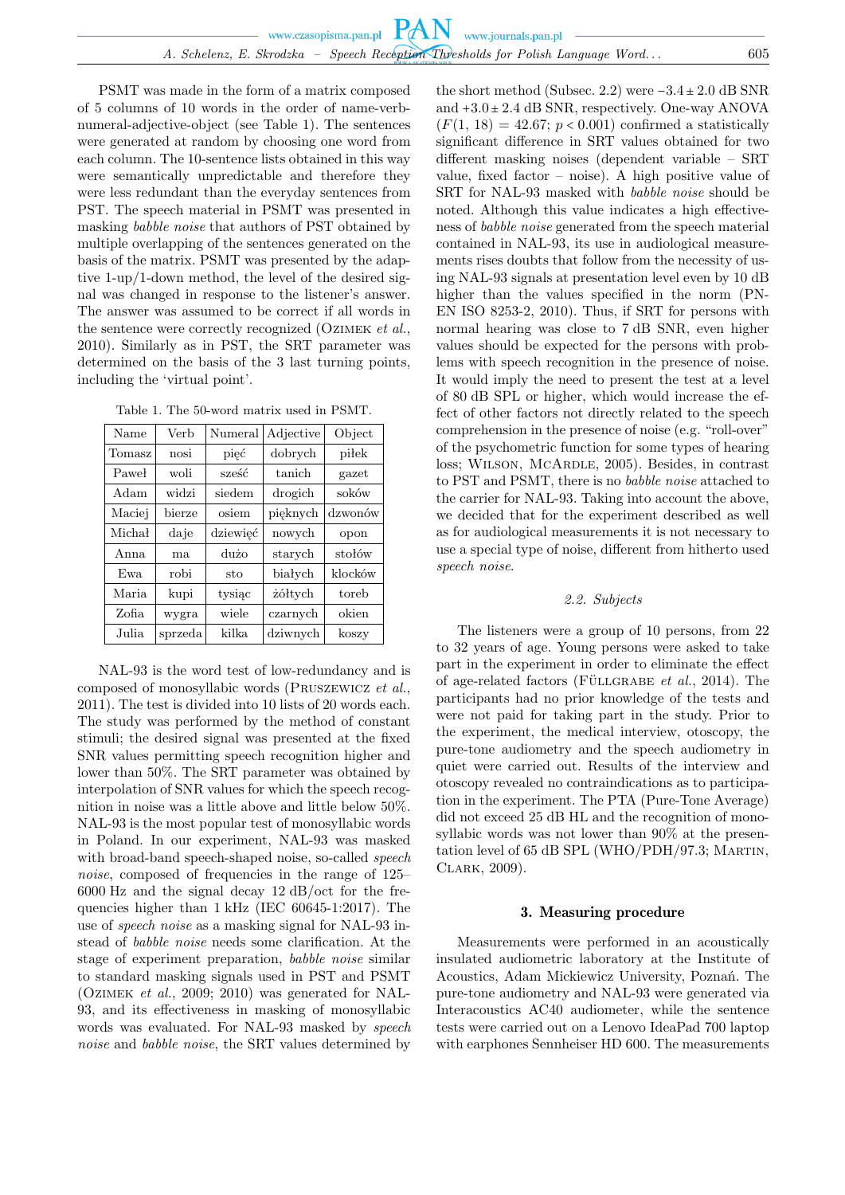PSMT was made in the form of a matrix composed of 5 columns of 10 words in the order of name-verb-numeral-adjective-object (see Table 1). The sentences were generated at random by choosing one word from each column. The 10-sentence lists obtained in this way were semantically unpredictable and therefore they were less redundant than the everyday sentences from PST. The speech material in PSMT was presented in masking *babble noise* that authors of PST obtained by multiple overlapping of the sentences generated on the basis of the matrix. PSMT was presented by the adaptive 1-up/1-down method, the level of the desired signal was changed in response to the listener's answer. The answer was assumed to be correct if all words in the sentence were correctly recognized (Ozimek *et al.*, 2010). Similarly as in PST, the SRT parameter was determined on the basis of the 3 last turning points, including the 'virtual point'.

Table 1. The 50-word matrix used in PSMT.

| Name | Verb | Numeral | Adjective | Object |
|---|---|---|---|---|
| Tomasz | nosi | pięć | dobrych | piłek |
| Paweł | woli | sześć | tanich | gazet |
| Adam | widzi | siedem | drogich | soków |
| Maciej | bierze | osiem | pięknych | dzwonów |
| Michał | daje | dziewięć | nowych | opon |
| Anna | ma | dużo | starych | stołów |
| Ewa | robi | sto | białych | klocków |
| Maria | kupi | tysiąc | żółtych | toreb |
| Zofia | wygra | wiele | czarnych | okien |
| Julia | sprzeda | kilka | dziwnych | koszy |

NAL-93 is the word test of low-redundancy and is composed of monosyllabic words (Pruszewicz *et al.*, 2011). The test is divided into 10 lists of 20 words each. The study was performed by the method of constant stimuli; the desired signal was presented at the fixed SNR values permitting speech recognition higher and lower than 50%. The SRT parameter was obtained by interpolation of SNR values for which the speech recognition in noise was a little above and little below 50%. NAL-93 is the most popular test of monosyllabic words in Poland. In our experiment, NAL-93 was masked with broad-band speech-shaped noise, so-called *speech noise*, composed of frequencies in the range of 125–6000 Hz and the signal decay 12 dB/oct for the frequencies higher than 1 kHz (IEC 60645-1:2017). The use of *speech noise* as a masking signal for NAL-93 instead of *babble noise* needs some clarification. At the stage of experiment preparation, *babble noise* similar to standard masking signals used in PST and PSMT (Ozimek *et al.*, 2009; 2010) was generated for NAL-93, and its effectiveness in masking of monosyllabic words was evaluated. For NAL-93 masked by *speech noise* and *babble noise*, the SRT values determined by the short method (Subsec. 2.2) were $-3.4 \pm 2.0$ dB SNR and $+3.0 \pm 2.4$ dB SNR, respectively. One-way ANOVA ($F(1, 18) = 42.67$; $p < 0.001$) confirmed a statistically significant difference in SRT values obtained for two different masking noises (dependent variable – SRT value, fixed factor – noise). A high positive value of SRT for NAL-93 masked with *babble noise* should be noted. Although this value indicates a high effectiveness of *babble noise* generated from the speech material contained in NAL-93, its use in audiological measurements rises doubts that follow from the necessity of using NAL-93 signals at presentation level even by 10 dB higher than the values specified in the norm (PN-EN ISO 8253-2, 2010). Thus, if SRT for persons with normal hearing was close to 7 dB SNR, even higher values should be expected for the persons with problems with speech recognition in the presence of noise. It would imply the need to present the test at a level of 80 dB SPL or higher, which would increase the effect of other factors not directly related to the speech comprehension in the presence of noise (e.g. "roll-over" of the psychometric function for some types of hearing loss; Wilson, McArdle, 2005). Besides, in contrast to PST and PSMT, there is no *babble noise* attached to the carrier for NAL-93. Taking into account the above, we decided that for the experiment described as well as for audiological measurements it is not necessary to use a special type of noise, different from hitherto used *speech noise*.

### 2.2. Subjects

The listeners were a group of 10 persons, from 22 to 32 years of age. Young persons were asked to take part in the experiment in order to eliminate the effect of age-related factors (Füllgrabe *et al.*, 2014). The participants had no prior knowledge of the tests and were not paid for taking part in the study. Prior to the experiment, the medical interview, otoscopy, the pure-tone audiometry and the speech audiometry in quiet were carried out. Results of the interview and otoscopy revealed no contraindications as to participation in the experiment. The PTA (Pure-Tone Average) did not exceed 25 dB HL and the recognition of monosyllabic words was not lower than 90% at the presentation level of 65 dB SPL (WHO/PDH/97.3; Martin, Clark, 2009).

## 3. Measuring procedure

Measurements were performed in an acoustically insulated audiometric laboratory at the Institute of Acoustics, Adam Mickiewicz University, Poznań. The pure-tone audiometry and NAL-93 were generated via Interacoustics AC40 audiometer, while the sentence tests were carried out on a Lenovo IdeaPad 700 laptop with earphones Sennheiser HD 600. The measurements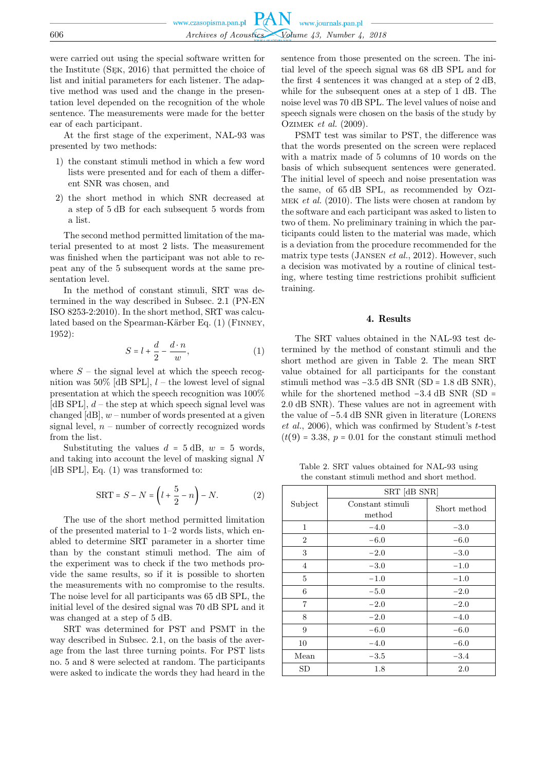were carried out using the special software written for the Institute (Sęk, 2016) that permitted the choice of list and initial parameters for each listener. The adaptive method was used and the change in the presentation level depended on the recognition of the whole sentence. The measurements were made for the better ear of each participant.

At the first stage of the experiment, NAL-93 was presented by two methods:

1) the constant stimuli method in which a few word lists were presented and for each of them a different SNR was chosen, and
2) the short method in which SNR decreased at a step of 5 dB for each subsequent 5 words from a list.

The second method permitted limitation of the material presented to at most 2 lists. The measurement was finished when the participant was not able to repeat any of the 5 subsequent words at the same presentation level.

In the method of constant stimuli, SRT was determined in the way described in Subsec. 2.1 (PN-EN ISO 8253-2:2010). In the short method, SRT was calculated based on the Spearman-Kärber Eq. (1) (Finney, 1952):

$$S = l + \frac{d}{2} - \frac{d \cdot n}{w}, \tag{1}$$

where $S$ – the signal level at which the speech recognition was 50% [dB SPL], $l$ – the lowest level of signal presentation at which the speech recognition was 100% [dB SPL], $d$ – the step at which speech signal level was changed [dB], $w$ – number of words presented at a given signal level, $n$ – number of correctly recognized words from the list.

Substituting the values $d = 5$ dB, $w = 5$ words, and taking into account the level of masking signal $N$ [dB SPL], Eq. (1) was transformed to:

$$\text{SRT} = S - N = \left( l + \frac{5}{2} - n \right) - N. \tag{2}$$

The use of the short method permitted limitation of the presented material to 1–2 words lists, which enabled to determine SRT parameter in a shorter time than by the constant stimuli method. The aim of the experiment was to check if the two methods provide the same results, so if it is possible to shorten the measurements with no compromise to the results. The noise level for all participants was 65 dB SPL, the initial level of the desired signal was 70 dB SPL and it was changed at a step of 5 dB.

SRT was determined for PST and PSMT in the way described in Subsec. 2.1, on the basis of the average from the last three turning points. For PST lists no. 5 and 8 were selected at random. The participants were asked to indicate the words they had heard in the sentence from those presented on the screen. The initial level of the speech signal was 68 dB SPL and for the first 4 sentences it was changed at a step of 2 dB, while for the subsequent ones at a step of 1 dB. The noise level was 70 dB SPL. The level values of noise and speech signals were chosen on the basis of the study by Ozimek *et al.* (2009).

PSMT test was similar to PST, the difference was that the words presented on the screen were replaced with a matrix made of 5 columns of 10 words on the basis of which subsequent sentences were generated. The initial level of speech and noise presentation was the same, of 65 dB SPL, as recommended by Ozimek *et al.* (2010). The lists were chosen at random by the software and each participant was asked to listen to two of them. No preliminary training in which the participants could listen to the material was made, which is a deviation from the procedure recommended for the matrix type tests (Jansen *et al.*, 2012). However, such a decision was motivated by a routine of clinical testing, where testing time restrictions prohibit sufficient training.

## 4. Results

The SRT values obtained in the NAL-93 test determined by the method of constant stimuli and the short method are given in Table 2. The mean SRT value obtained for all participants for the constant stimuli method was −3.5 dB SNR (SD = 1.8 dB SNR), while for the shortened method −3.4 dB SNR (SD = 2.0 dB SNR). These values are not in agreement with the value of −5.4 dB SNR given in literature (Lorens *et al.*, 2006), which was confirmed by Student's $t$-test ($t(9) = 3.38$, $p = 0.01$ for the constant stimuli method

Table 2. SRT values obtained for NAL-93 using the constant stimuli method and short method.

| Subject | SRT [dB SNR] | |
|---|---|---|
| | Constant stimuli method | Short method |
| 1 | −4.0 | −3.0 |
| 2 | −6.0 | −6.0 |
| 3 | −2.0 | −3.0 |
| 4 | −3.0 | −1.0 |
| 5 | −1.0 | −1.0 |
| 6 | −5.0 | −2.0 |
| 7 | −2.0 | −2.0 |
| 8 | −2.0 | −4.0 |
| 9 | −6.0 | −6.0 |
| 10 | −4.0 | −6.0 |
| Mean | −3.5 | −3.4 |
| SD | 1.8 | 2.0 |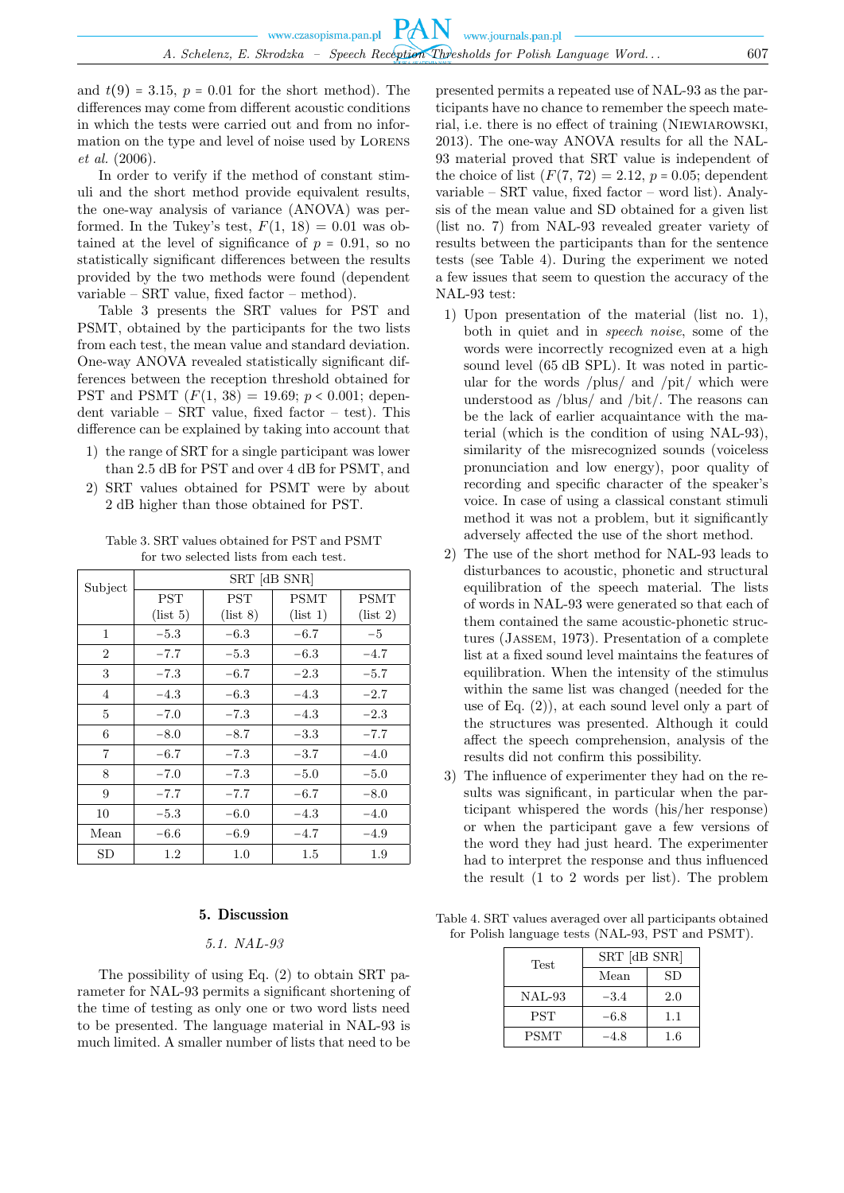and $t(9) = 3.15$, $p = 0.01$ for the short method). The differences may come from different acoustic conditions in which the tests were carried out and from no information on the type and level of noise used by Lorens *et al.* (2006).

In order to verify if the method of constant stimuli and the short method provide equivalent results, the one-way analysis of variance (ANOVA) was performed. In the Tukey's test, $F(1, 18) = 0.01$ was obtained at the level of significance of $p = 0.91$, so no statistically significant differences between the results provided by the two methods were found (dependent variable – SRT value, fixed factor – method).

Table 3 presents the SRT values for PST and PSMT, obtained by the participants for the two lists from each test, the mean value and standard deviation. One-way ANOVA revealed statistically significant differences between the reception threshold obtained for PST and PSMT ($F(1, 38) = 19.69$; $p < 0.001$; dependent variable – SRT value, fixed factor – test). This difference can be explained by taking into account that

1) the range of SRT for a single participant was lower than 2.5 dB for PST and over 4 dB for PSMT, and
2) SRT values obtained for PSMT were by about 2 dB higher than those obtained for PST.

Table 3. SRT values obtained for PST and PSMT for two selected lists from each test.

| Subject | SRT [dB SNR] | | | |
|---|---|---|---|---|
| | PST (list 5) | PST (list 8) | PSMT (list 1) | PSMT (list 2) |
| 1 | −5.3 | −6.3 | −6.7 | −5 |
| 2 | −7.7 | −5.3 | −6.3 | −4.7 |
| 3 | −7.3 | −6.7 | −2.3 | −5.7 |
| 4 | −4.3 | −6.3 | −4.3 | −2.7 |
| 5 | −7.0 | −7.3 | −4.3 | −2.3 |
| 6 | −8.0 | −8.7 | −3.3 | −7.7 |
| 7 | −6.7 | −7.3 | −3.7 | −4.0 |
| 8 | −7.0 | −7.3 | −5.0 | −5.0 |
| 9 | −7.7 | −7.7 | −6.7 | −8.0 |
| 10 | −5.3 | −6.0 | −4.3 | −4.0 |
| Mean | −6.6 | −6.9 | −4.7 | −4.9 |
| SD | 1.2 | 1.0 | 1.5 | 1.9 |

## 5. Discussion

### *5.1. NAL-93*

The possibility of using Eq. (2) to obtain SRT parameter for NAL-93 permits a significant shortening of the time of testing as only one or two word lists need to be presented. The language material in NAL-93 is much limited. A smaller number of lists that need to be presented permits a repeated use of NAL-93 as the participants have no chance to remember the speech material, i.e. there is no effect of training (Niewiarowski, 2013). The one-way ANOVA results for all the NAL-93 material proved that SRT value is independent of the choice of list ($F(7, 72) = 2.12$, $p = 0.05$; dependent variable – SRT value, fixed factor – word list). Analysis of the mean value and SD obtained for a given list (list no. 7) from NAL-93 revealed greater variety of results between the participants than for the sentence tests (see Table 4). During the experiment we noted a few issues that seem to question the accuracy of the NAL-93 test:

1) Upon presentation of the material (list no. 1), both in quiet and in *speech noise*, some of the words were incorrectly recognized even at a high sound level (65 dB SPL). It was noted in particular for the words /plus/ and /pit/ which were understood as /blus/ and /bit/. The reasons can be the lack of earlier acquaintance with the material (which is the condition of using NAL-93), similarity of the misrecognized sounds (voiceless pronunciation and low energy), poor quality of recording and specific character of the speaker's voice. In case of using a classical constant stimuli method it was not a problem, but it significantly adversely affected the use of the short method.
2) The use of the short method for NAL-93 leads to disturbances to acoustic, phonetic and structural equilibration of the speech material. The lists of words in NAL-93 were generated so that each of them contained the same acoustic-phonetic structures (Jassem, 1973). Presentation of a complete list at a fixed sound level maintains the features of equilibration. When the intensity of the stimulus within the same list was changed (needed for the use of Eq. (2)), at each sound level only a part of the structures was presented. Although it could affect the speech comprehension, analysis of the results did not confirm this possibility.
3) The influence of experimenter they had on the results was significant, in particular when the participant whispered the words (his/her response) or when the participant gave a few versions of the word they had just heard. The experimenter had to interpret the response and thus influenced the result (1 to 2 words per list). The problem

Table 4. SRT values averaged over all participants obtained for Polish language tests (NAL-93, PST and PSMT).

| Test | SRT [dB SNR] | |
|---|---|---|
| | Mean | SD |
| NAL-93 | −3.4 | 2.0 |
| PST | −6.8 | 1.1 |
| PSMT | −4.8 | 1.6 |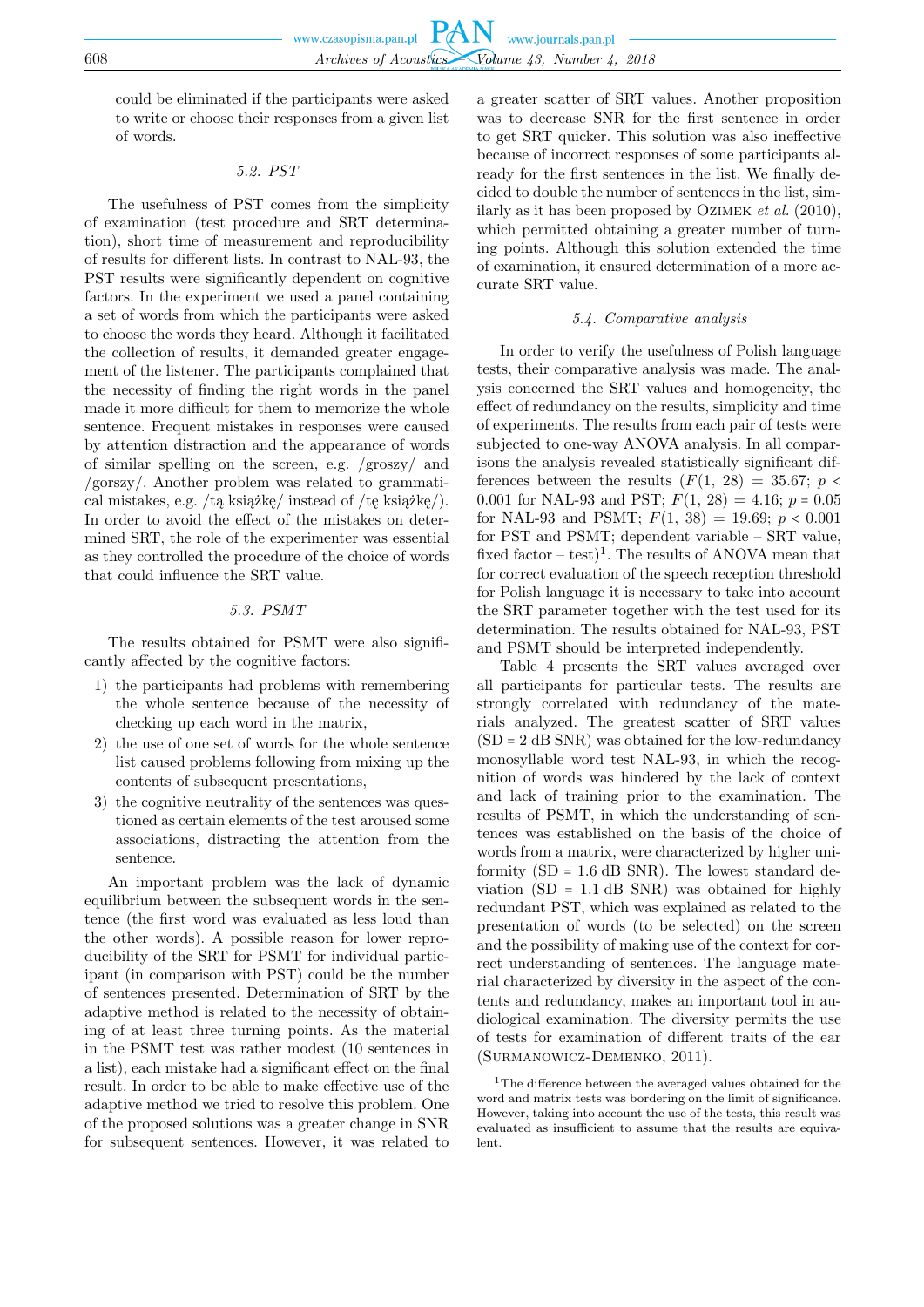could be eliminated if the participants were asked to write or choose their responses from a given list of words.

### 5.2. PST

The usefulness of PST comes from the simplicity of examination (test procedure and SRT determination), short time of measurement and reproducibility of results for different lists. In contrast to NAL-93, the PST results were significantly dependent on cognitive factors. In the experiment we used a panel containing a set of words from which the participants were asked to choose the words they heard. Although it facilitated the collection of results, it demanded greater engagement of the listener. The participants complained that the necessity of finding the right words in the panel made it more difficult for them to memorize the whole sentence. Frequent mistakes in responses were caused by attention distraction and the appearance of words of similar spelling on the screen, e.g. /groszy/ and /gorszy/. Another problem was related to grammatical mistakes, e.g. /tą książkę/ instead of /tę książkę/). In order to avoid the effect of the mistakes on determined SRT, the role of the experimenter was essential as they controlled the procedure of the choice of words that could influence the SRT value.

### 5.3. PSMT

The results obtained for PSMT were also significantly affected by the cognitive factors:

1) the participants had problems with remembering the whole sentence because of the necessity of checking up each word in the matrix,
2) the use of one set of words for the whole sentence list caused problems following from mixing up the contents of subsequent presentations,
3) the cognitive neutrality of the sentences was questioned as certain elements of the test aroused some associations, distracting the attention from the sentence.

An important problem was the lack of dynamic equilibrium between the subsequent words in the sentence (the first word was evaluated as less loud than the other words). A possible reason for lower reproducibility of the SRT for PSMT for individual participant (in comparison with PST) could be the number of sentences presented. Determination of SRT by the adaptive method is related to the necessity of obtaining of at least three turning points. As the material in the PSMT test was rather modest (10 sentences in a list), each mistake had a significant effect on the final result. In order to be able to make effective use of the adaptive method we tried to resolve this problem. One of the proposed solutions was a greater change in SNR for subsequent sentences. However, it was related to a greater scatter of SRT values. Another proposition was to decrease SNR for the first sentence in order to get SRT quicker. This solution was also ineffective because of incorrect responses of some participants already for the first sentences in the list. We finally decided to double the number of sentences in the list, similarly as it has been proposed by Ozimek *et al.* (2010), which permitted obtaining a greater number of turning points. Although this solution extended the time of examination, it ensured determination of a more accurate SRT value.

### 5.4. Comparative analysis

In order to verify the usefulness of Polish language tests, their comparative analysis was made. The analysis concerned the SRT values and homogeneity, the effect of redundancy on the results, simplicity and time of experiments. The results from each pair of tests were subjected to one-way ANOVA analysis. In all comparisons the analysis revealed statistically significant differences between the results ($F(1, 28) = 35.67$; $p < 0.001$ for NAL-93 and PST; $F(1, 28) = 4.16$; $p = 0.05$ for NAL-93 and PSMT; $F(1, 38) = 19.69$; $p < 0.001$ for PST and PSMT; dependent variable – SRT value, fixed factor – test)[1]. The results of ANOVA mean that for correct evaluation of the speech reception threshold for Polish language it is necessary to take into account the SRT parameter together with the test used for its determination. The results obtained for NAL-93, PST and PSMT should be interpreted independently.

Table 4 presents the SRT values averaged over all participants for particular tests. The results are strongly correlated with redundancy of the materials analyzed. The greatest scatter of SRT values (SD = 2 dB SNR) was obtained for the low-redundancy monosyllable word test NAL-93, in which the recognition of words was hindered by the lack of context and lack of training prior to the examination. The results of PSMT, in which the understanding of sentences was established on the basis of the choice of words from a matrix, were characterized by higher uniformity (SD = 1.6 dB SNR). The lowest standard deviation (SD = 1.1 dB SNR) was obtained for highly redundant PST, which was explained as related to the presentation of words (to be selected) on the screen and the possibility of making use of the context for correct understanding of sentences. The language material characterized by diversity in the aspect of the contents and redundancy, makes an important tool in audiological examination. The diversity permits the use of tests for examination of different traits of the ear (Surmanowicz-Demenko, 2011).

[1] The difference between the averaged values obtained for the word and matrix tests was bordering on the limit of significance. However, taking into account the use of the tests, this result was evaluated as insufficient to assume that the results are equivalent.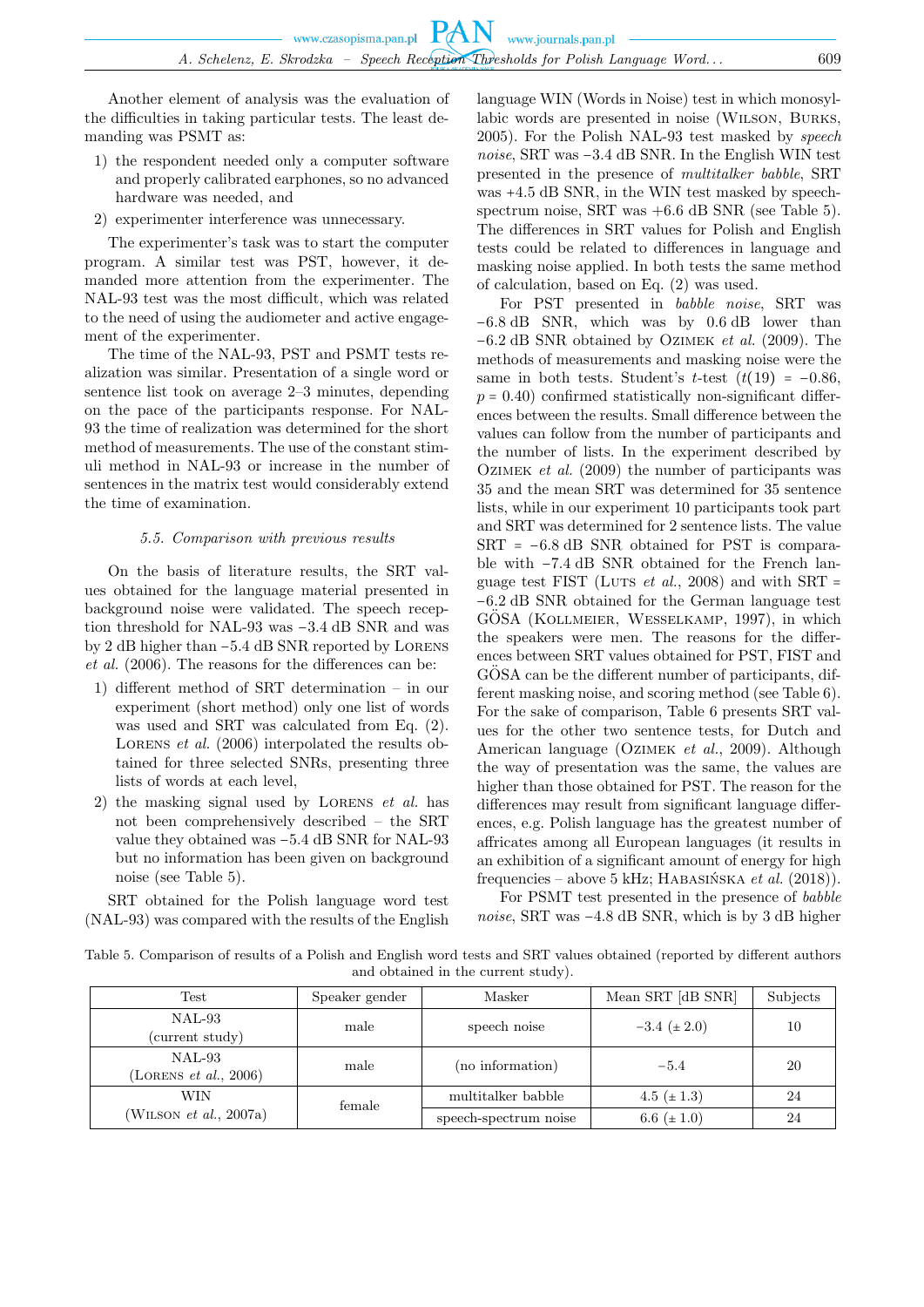Another element of analysis was the evaluation of the difficulties in taking particular tests. The least demanding was PSMT as:

1) the respondent needed only a computer software and properly calibrated earphones, so no advanced hardware was needed, and
2) experimenter interference was unnecessary.

The experimenter's task was to start the computer program. A similar test was PST, however, it demanded more attention from the experimenter. The NAL-93 test was the most difficult, which was related to the need of using the audiometer and active engagement of the experimenter.

The time of the NAL-93, PST and PSMT tests realization was similar. Presentation of a single word or sentence list took on average 2–3 minutes, depending on the pace of the participants response. For NAL-93 the time of realization was determined for the short method of measurements. The use of the constant stimuli method in NAL-93 or increase in the number of sentences in the matrix test would considerably extend the time of examination.

### 5.5. Comparison with previous results

On the basis of literature results, the SRT values obtained for the language material presented in background noise were validated. The speech reception threshold for NAL-93 was −3.4 dB SNR and was by 2 dB higher than −5.4 dB SNR reported by Lorens *et al.* (2006). The reasons for the differences can be:

1) different method of SRT determination – in our experiment (short method) only one list of words was used and SRT was calculated from Eq. (2). Lorens *et al.* (2006) interpolated the results obtained for three selected SNRs, presenting three lists of words at each level,
2) the masking signal used by Lorens *et al.* has not been comprehensively described – the SRT value they obtained was −5.4 dB SNR for NAL-93 but no information has been given on background noise (see Table 5).

SRT obtained for the Polish language word test (NAL-93) was compared with the results of the English language WIN (Words in Noise) test in which monosyllabic words are presented in noise (Wilson, Burks, 2005). For the Polish NAL-93 test masked by *speech noise*, SRT was −3.4 dB SNR. In the English WIN test presented in the presence of *multitalker babble*, SRT was +4.5 dB SNR, in the WIN test masked by speech-spectrum noise, SRT was +6.6 dB SNR (see Table 5). The differences in SRT values for Polish and English tests could be related to differences in language and masking noise applied. In both tests the same method of calculation, based on Eq. (2) was used.

For PST presented in *babble noise*, SRT was −6.8 dB SNR, which was by 0.6 dB lower than −6.2 dB SNR obtained by Ozimek *et al.* (2009). The methods of measurements and masking noise were the same in both tests. Student's $t$-test ($t(19) = -0.86$, $p = 0.40$) confirmed statistically non-significant differences between the results. Small difference between the values can follow from the number of participants and the number of lists. In the experiment described by Ozimek *et al.* (2009) the number of participants was 35 and the mean SRT was determined for 35 sentence lists, while in our experiment 10 participants took part and SRT was determined for 2 sentence lists. The value SRT = −6.8 dB SNR obtained for PST is comparable with −7.4 dB SNR obtained for the French language test FIST (Luts *et al.*, 2008) and with SRT = −6.2 dB SNR obtained for the German language test GÖSA (Kollmeier, Wesselkamp, 1997), in which the speakers were men. The reasons for the differences between SRT values obtained for PST, FIST and GÖSA can be the different number of participants, different masking noise, and scoring method (see Table 6). For the sake of comparison, Table 6 presents SRT values for the other two sentence tests, for Dutch and American language (Ozimek *et al.*, 2009). Although the way of presentation was the same, the values are higher than those obtained for PST. The reason for the differences may result from significant language differences, e.g. Polish language has the greatest number of affricates among all European languages (it results in an exhibition of a significant amount of energy for high frequencies – above 5 kHz; Habasińska *et al.* (2018)).

For PSMT test presented in the presence of *babble noise*, SRT was −4.8 dB SNR, which is by 3 dB higher

Table 5. Comparison of results of a Polish and English word tests and SRT values obtained (reported by different authors and obtained in the current study).

| Test | Speaker gender | Masker | Mean SRT [dB SNR] | Subjects |
|---|---|---|---|---|
| NAL-93 (current study) | male | speech noise | −3.4 (± 2.0) | 10 |
| NAL-93 (Lorens *et al.*, 2006) | male | (no information) | −5.4 | 20 |
| WIN (Wilson *et al.*, 2007a) | female | multitalker babble | 4.5 (± 1.3) | 24 |
| | | speech-spectrum noise | 6.6 (± 1.0) | 24 |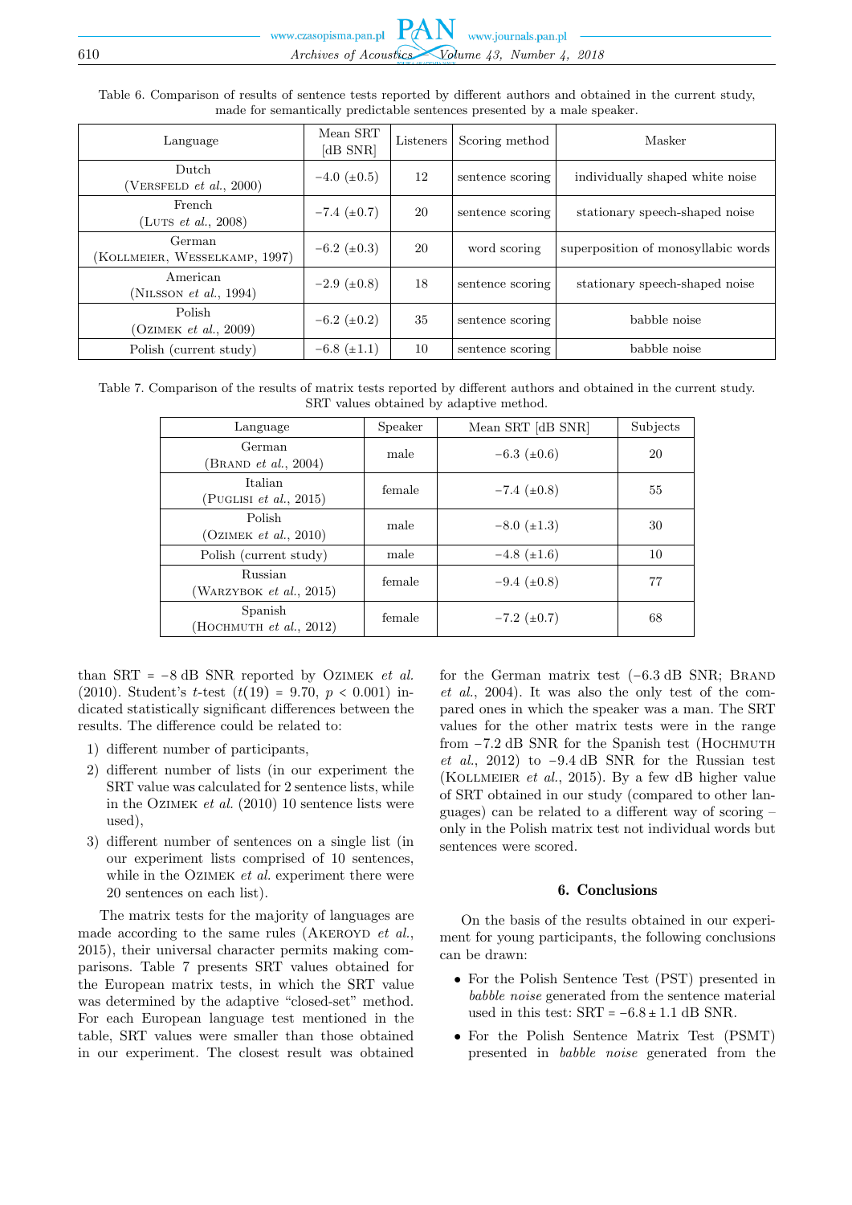Table 6. Comparison of results of sentence tests reported by different authors and obtained in the current study, made for semantically predictable sentences presented by a male speaker.

| Language | Mean SRT [dB SNR] | Listeners | Scoring method | Masker |
|---|---|---|---|---|
| Dutch (Versfeld *et al.*, 2000) | −4.0 (±0.5) | 12 | sentence scoring | individually shaped white noise |
| French (Luts *et al.*, 2008) | −7.4 (±0.7) | 20 | sentence scoring | stationary speech-shaped noise |
| German (Kollmeier, Wesselkamp, 1997) | −6.2 (±0.3) | 20 | word scoring | superposition of monosyllabic words |
| American (Nilsson *et al.*, 1994) | −2.9 (±0.8) | 18 | sentence scoring | stationary speech-shaped noise |
| Polish (Ozimek *et al.*, 2009) | −6.2 (±0.2) | 35 | sentence scoring | babble noise |
| Polish (current study) | −6.8 (±1.1) | 10 | sentence scoring | babble noise |

Table 7. Comparison of the results of matrix tests reported by different authors and obtained in the current study. SRT values obtained by adaptive method.

| Language | Speaker | Mean SRT [dB SNR] | Subjects |
|---|---|---|---|
| German (Brand *et al.*, 2004) | male | −6.3 (±0.6) | 20 |
| Italian (Puglisi *et al.*, 2015) | female | −7.4 (±0.8) | 55 |
| Polish (Ozimek *et al.*, 2010) | male | −8.0 (±1.3) | 30 |
| Polish (current study) | male | −4.8 (±1.6) | 10 |
| Russian (Warzybok *et al.*, 2015) | female | −9.4 (±0.8) | 77 |
| Spanish (Hochmuth *et al.*, 2012) | female | −7.2 (±0.7) | 68 |

than SRT = −8 dB SNR reported by Ozimek *et al.* (2010). Student's $t$-test ($t(19) = 9.70$, $p < 0.001$) indicated statistically significant differences between the results. The difference could be related to:

1) different number of participants,
2) different number of lists (in our experiment the SRT value was calculated for 2 sentence lists, while in the Ozimek *et al.* (2010) 10 sentence lists were used),
3) different number of sentences on a single list (in our experiment lists comprised of 10 sentences, while in the Ozimek *et al.* experiment there were 20 sentences on each list).

The matrix tests for the majority of languages are made according to the same rules (Akeroyd *et al.*, 2015), their universal character permits making comparisons. Table 7 presents SRT values obtained for the European matrix tests, in which the SRT value was determined by the adaptive "closed-set" method. For each European language test mentioned in the table, SRT values were smaller than those obtained in our experiment. The closest result was obtained for the German matrix test (−6.3 dB SNR; Brand *et al.*, 2004). It was also the only test of the compared ones in which the speaker was a man. The SRT values for the other matrix tests were in the range from −7.2 dB SNR for the Spanish test (Hochmuth *et al.*, 2012) to −9.4 dB SNR for the Russian test (Kollmeier *et al.*, 2015). By a few dB higher value of SRT obtained in our study (compared to other languages) can be related to a different way of scoring – only in the Polish matrix test not individual words but sentences were scored.

## 6. Conclusions

On the basis of the results obtained in our experiment for young participants, the following conclusions can be drawn:

- For the Polish Sentence Test (PST) presented in *babble noise* generated from the sentence material used in this test: SRT = −6.8 ± 1.1 dB SNR.
- For the Polish Sentence Matrix Test (PSMT) presented in *babble noise* generated from the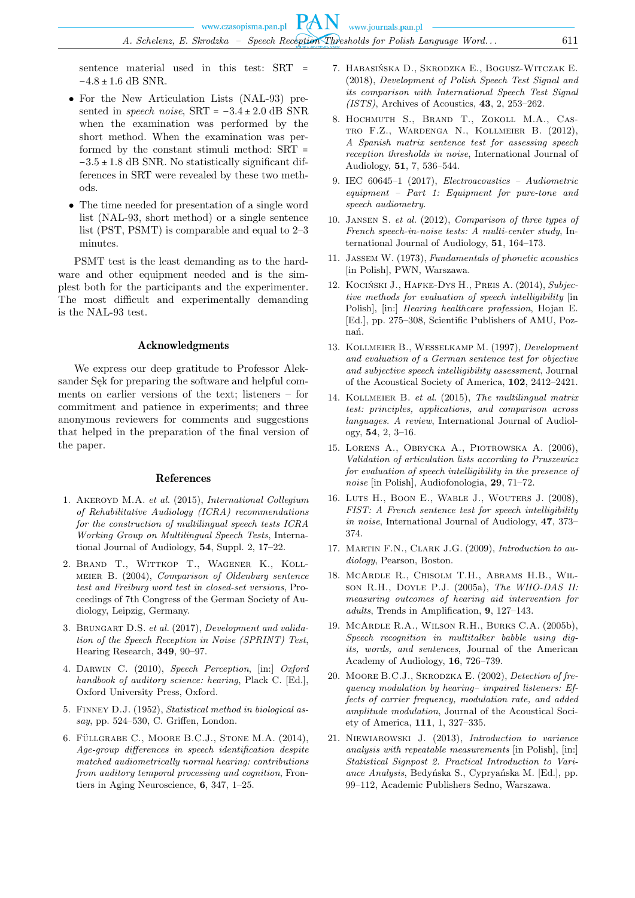sentence material used in this test: SRT = $-4.8 \pm 1.6$ dB SNR.

- For the New Articulation Lists (NAL-93) presented in *speech noise*, SRT = $-3.4 \pm 2.0$ dB SNR when the examination was performed by the short method. When the examination was performed by the constant stimuli method: SRT = $-3.5 \pm 1.8$ dB SNR. No statistically significant differences in SRT were revealed by these two methods.
- The time needed for presentation of a single word list (NAL-93, short method) or a single sentence list (PST, PSMT) is comparable and equal to 2–3 minutes.

PSMT test is the least demanding as to the hardware and other equipment needed and is the simplest both for the participants and the experimenter. The most difficult and experimentally demanding is the NAL-93 test.

## Acknowledgments

We express our deep gratitude to Professor Aleksander Sęk for preparing the software and helpful comments on earlier versions of the text; listeners – for commitment and patience in experiments; and three anonymous reviewers for comments and suggestions that helped in the preparation of the final version of the paper.

## References

1. Akeroyd M.A. *et al.* (2015), *International Collegium of Rehabilitative Audiology (ICRA) recommendations for the construction of multilingual speech tests ICRA Working Group on Multilingual Speech Tests*, International Journal of Audiology, **54**, Suppl. 2, 17–22.
2. Brand T., Wittkop T., Wagener K., Kollmeier B. (2004), *Comparison of Oldenburg sentence test and Freiburg word test in closed-set versions*, Proceedings of 7th Congress of the German Society of Audiology, Leipzig, Germany.
3. Brungart D.S. *et al.* (2017), *Development and validation of the Speech Reception in Noise (SPRINT) Test*, Hearing Research, **349**, 90–97.
4. Darwin C. (2010), *Speech Perception*, [in:] *Oxford handbook of auditory science: hearing*, Plack C. [Ed.], Oxford University Press, Oxford.
5. Finney D.J. (1952), *Statistical method in biological assay*, pp. 524–530, C. Griffen, London.
6. Füllgrabe C., Moore B.C.J., Stone M.A. (2014), *Age-group differences in speech identification despite matched audiometrically normal hearing: contributions from auditory temporal processing and cognition*, Frontiers in Aging Neuroscience, **6**, 347, 1–25.
7. Habasińska D., Skrodzka E., Bogusz-Witczak E. (2018), *Development of Polish Speech Test Signal and its comparison with International Speech Test Signal (ISTS)*, Archives of Acoustics, **43**, 2, 253–262.
8. Hochmuth S., Brand T., Zokoll M.A., Castro F.Z., Wardenga N., Kollmeier B. (2012), *A Spanish matrix sentence test for assessing speech reception thresholds in noise*, International Journal of Audiology, **51**, 7, 536–544.
9. IEC 60645–1 (2017), *Electroacoustics – Audiometric equipment – Part 1: Equipment for pure-tone and speech audiometry*.
10. Jansen S. *et al.* (2012), *Comparison of three types of French speech-in-noise tests: A multi-center study*, International Journal of Audiology, **51**, 164–173.
11. Jassem W. (1973), *Fundamentals of phonetic acoustics* [in Polish], PWN, Warszawa.
12. Kociński J., Hafke-Dys H., Preis A. (2014), *Subjective methods for evaluation of speech intelligibility* [in Polish], [in:] *Hearing healthcare profession*, Hojan E. [Ed.], pp. 275–308, Scientific Publishers of AMU, Poznań.
13. Kollmeier B., Wesselkamp M. (1997), *Development and evaluation of a German sentence test for objective and subjective speech intelligibility assessment*, Journal of the Acoustical Society of America, **102**, 2412–2421.
14. Kollmeier B. *et al.* (2015), *The multilingual matrix test: principles, applications, and comparison across languages. A review*, International Journal of Audiology, **54**, 2, 3–16.
15. Lorens A., Obrycka A., Piotrowska A. (2006), *Validation of articulation lists according to Pruszewicz for evaluation of speech intelligibility in the presence of noise* [in Polish], Audiofonologia, **29**, 71–72.
16. Luts H., Boon E., Wable J., Wouters J. (2008), *FIST: A French sentence test for speech intelligibility in noise*, International Journal of Audiology, **47**, 373–374.
17. Martin F.N., Clark J.G. (2009), *Introduction to audiology*, Pearson, Boston.
18. McArdle R., Chisolm T.H., Abrams H.B., Wilson R.H., Doyle P.J. (2005a), *The WHO-DAS II: measuring outcomes of hearing aid intervention for adults*, Trends in Amplification, **9**, 127–143.
19. McArdle R.A., Wilson R.H., Burks C.A. (2005b), *Speech recognition in multitalker babble using digits, words, and sentences*, Journal of the American Academy of Audiology, **16**, 726–739.
20. Moore B.C.J., Skrodzka E. (2002), *Detection of frequency modulation by hearing– impaired listeners: Effects of carrier frequency, modulation rate, and added amplitude modulation*, Journal of the Acoustical Society of America, **111**, 1, 327–335.
21. Niewiarowski J. (2013), *Introduction to variance analysis with repeatable measurements* [in Polish], [in:] *Statistical Signpost 2. Practical Introduction to Variance Analysis*, Bedyńska S., Cypryańska M. [Ed.], pp. 99–112, Academic Publishers Sedno, Warszawa.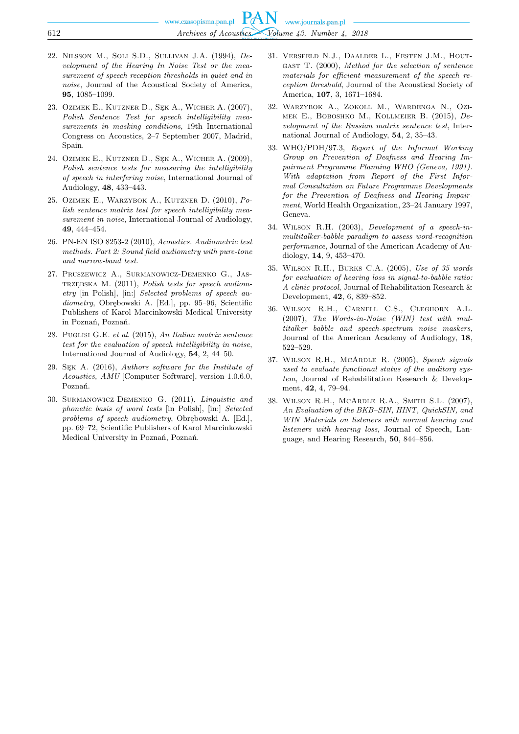22. Nilsson M., Soli S.D., Sullivan J.A. (1994), *Development of the Hearing In Noise Test or the measurement of speech reception thresholds in quiet and in noise*, Journal of the Acoustical Society of America, **95**, 1085–1099.

23. Ozimek E., Kutzner D., Sęk A., Wicher A. (2007), *Polish Sentence Test for speech intelligibility measurements in masking conditions*, 19th International Congress on Acoustics, 2–7 September 2007, Madrid, Spain.

24. Ozimek E., Kutzner D., Sęk A., Wicher A. (2009), *Polish sentence tests for measuring the intelligibility of speech in interfering noise*, International Journal of Audiology, **48**, 433–443.

25. Ozimek E., Warzybok A., Kutzner D. (2010), *Polish sentence matrix test for speech intelligibility measurement in noise*, International Journal of Audiology, **49**, 444–454.

26. PN-EN ISO 8253-2 (2010), *Acoustics. Audiometric test methods. Part 2: Sound field audiometry with pure-tone and narrow-band test*.

27. Pruszewicz A., Surmanowicz-Demenko G., Jastrzębska M. (2011), *Polish tests for speech audiometry* [in Polish], [in:] *Selected problems of speech audiometry*, Obrębowski A. [Ed.], pp. 95–96, Scientific Publishers of Karol Marcinkowski Medical University in Poznań, Poznań.

28. Puglisi G.E. *et al.* (2015), *An Italian matrix sentence test for the evaluation of speech intelligibility in noise*, International Journal of Audiology, **54**, 2, 44–50.

29. Sęk A. (2016), *Authors software for the Institute of Acoustics, AMU* [Computer Software], version 1.0.6.0, Poznań.

30. Surmanowicz-Demenko G. (2011), *Linguistic and phonetic basis of word tests* [in Polish], [in:] *Selected problems of speech audiometry*, Obrębowski A. [Ed.], pp. 69–72, Scientific Publishers of Karol Marcinkowski Medical University in Poznań, Poznań.

31. Versfeld N.J., Daalder L., Festen J.M., Houtgast T. (2000), *Method for the selection of sentence materials for efficient measurement of the speech reception threshold*, Journal of the Acoustical Society of America, **107**, 3, 1671–1684.

32. Warzybok A., Zokoll M., Wardenga N., Ozimek E., Boboshko M., Kollmeier B. (2015), *Development of the Russian matrix sentence test*, International Journal of Audiology, **54**, 2, 35–43.

33. WHO/PDH/97.3, *Report of the Informal Working Group on Prevention of Deafness and Hearing Impairment Programme Planning WHO (Geneva, 1991). With adaptation from Report of the First Informal Consultation on Future Programme Developments for the Prevention of Deafness and Hearing Impairment*, World Health Organization, 23–24 January 1997, Geneva.

34. Wilson R.H. (2003), *Development of a speech-in-multitalker-babble paradigm to assess word-recognition performance*, Journal of the American Academy of Audiology, **14**, 9, 453–470.

35. Wilson R.H., Burks C.A. (2005), *Use of 35 words for evaluation of hearing loss in signal-to-babble ratio: A clinic protocol*, Journal of Rehabilitation Research & Development, **42**, 6, 839–852.

36. Wilson R.H., Carnell C.S., Cleghorn A.L. (2007), *The Words-in-Noise (WIN) test with multitalker babble and speech-spectrum noise maskers*, Journal of the American Academy of Audiology, **18**, 522–529.

37. Wilson R.H., McArdle R. (2005), *Speech signals used to evaluate functional status of the auditory system*, Journal of Rehabilitation Research & Development, **42**, 4, 79–94.

38. Wilson R.H., McArdle R.A., Smith S.L. (2007), *An Evaluation of the BKB–SIN, HINT, QuickSIN, and WIN Materials on listeners with normal hearing and listeners with hearing loss*, Journal of Speech, Language, and Hearing Research, **50**, 844–856.